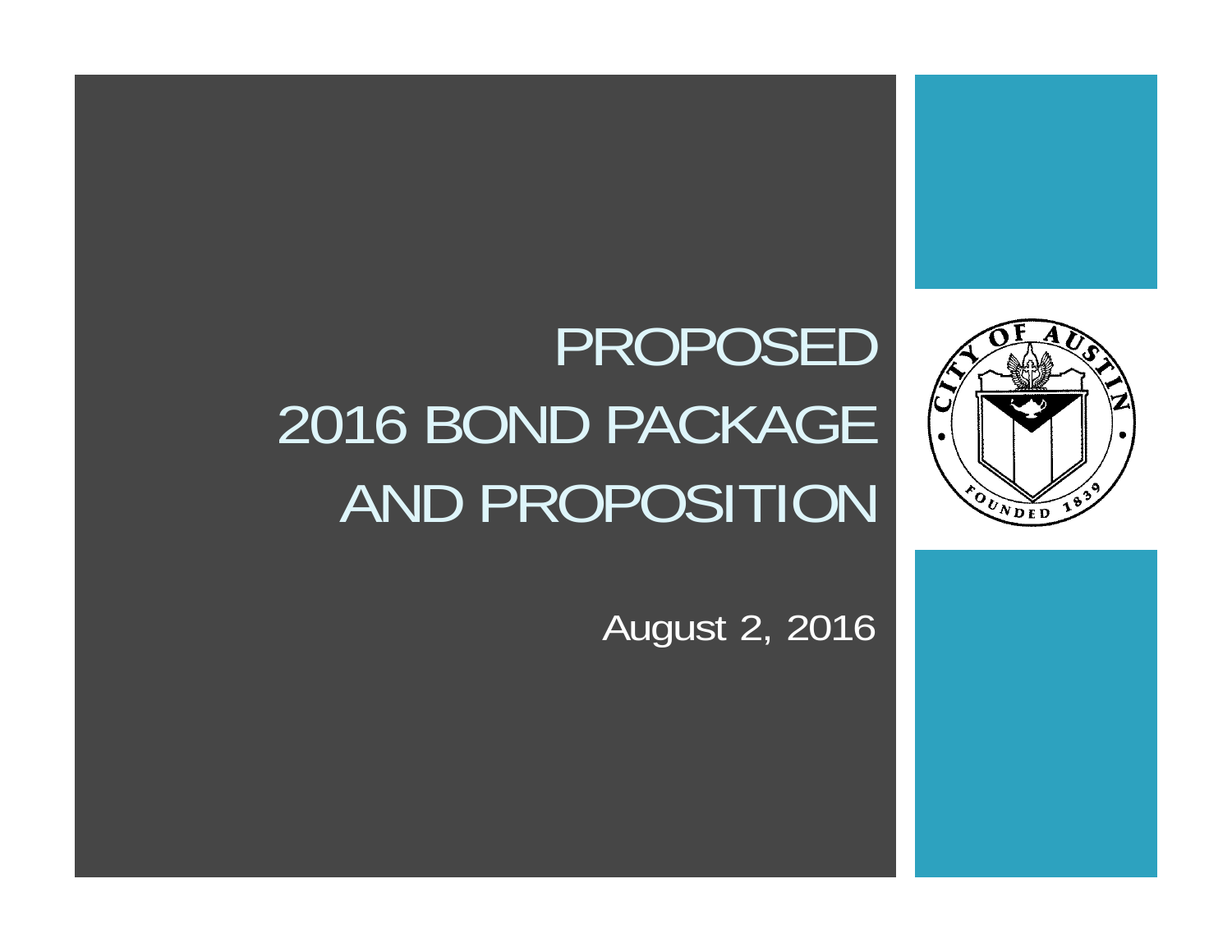# PROPOSED 2016 BOND PACKAGE AND PROPOSITION

August 2, 2016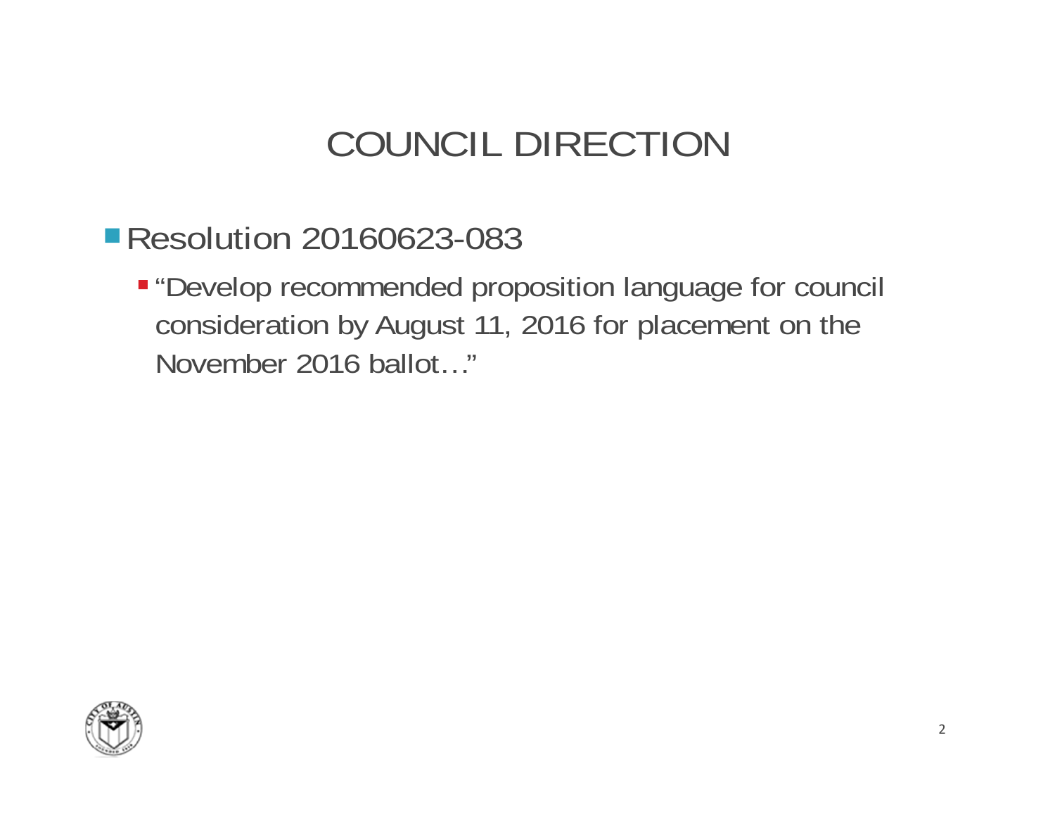# COUNCIL DIRECTION

- Resolution 20160623-083
  - "Develop recommended proposition language for council consideration by August 11, 2016 for placement on the November 2016 ballot…"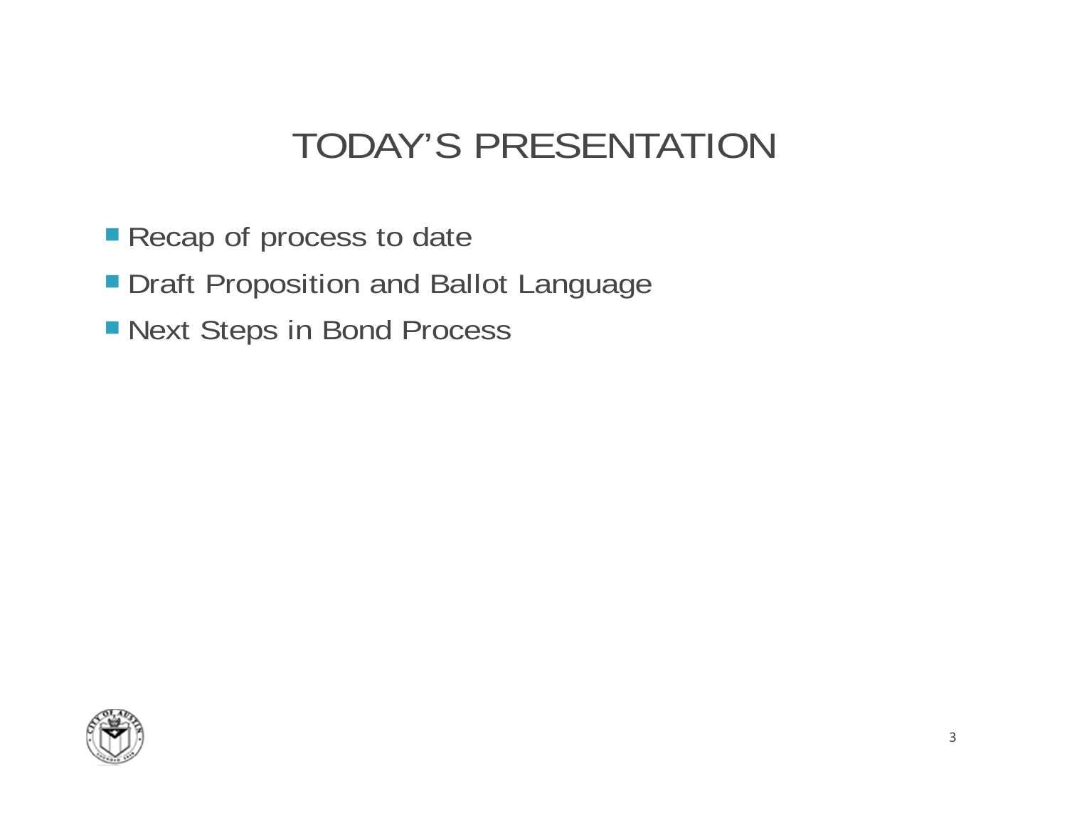# TODAY'S PRESENTATION

- Recap of process to date
- Draft Proposition and Ballot Language
- Next Steps in Bond Process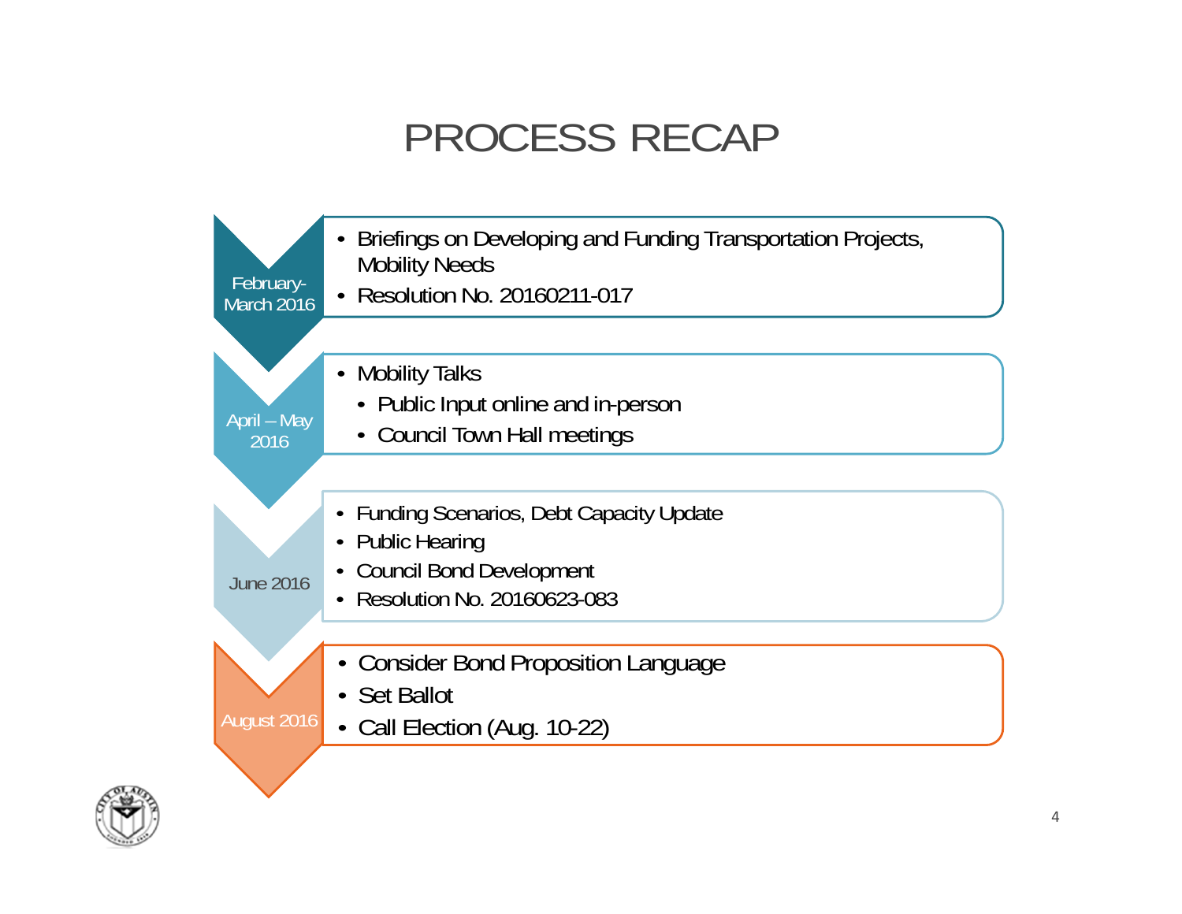# PROCESS RECAP

**February-March 2016**

- Briefings on Developing and Funding Transportation Projects, Mobility Needs
- Resolution No. 20160211-017

**April – May 2016**

- Mobility Talks
  - Public Input online and in-person
  - Council Town Hall meetings

**June 2016**

- Funding Scenarios, Debt Capacity Update
- Public Hearing
- Council Bond Development
- Resolution No. 20160623-083

**August 2016**

- Consider Bond Proposition Language
- Set Ballot
- Call Election (Aug. 10-22)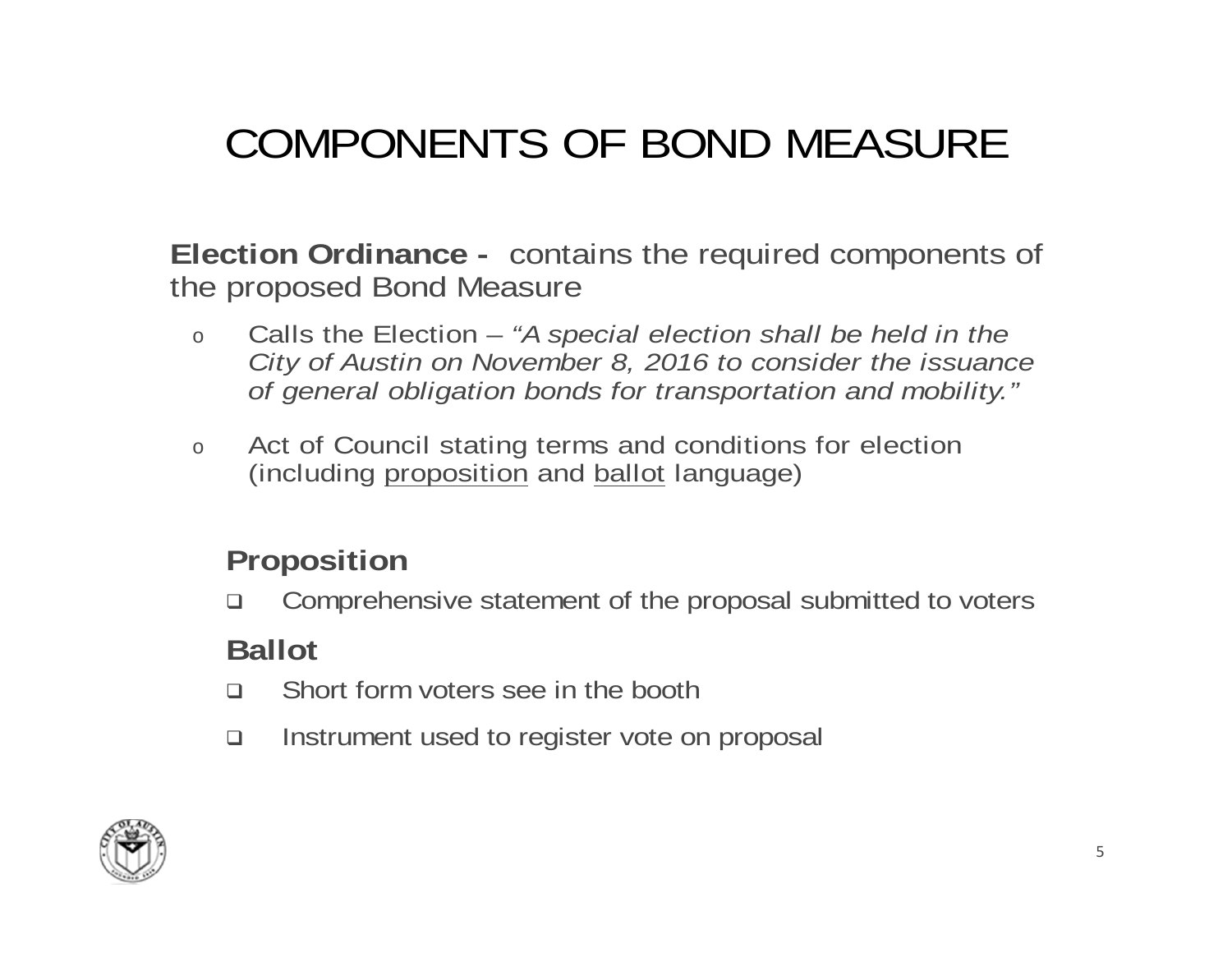# COMPONENTS OF BOND MEASURE

**Election Ordinance -** contains the required components of the proposed Bond Measure

- Calls the Election – *"A special election shall be held in the City of Austin on November 8, 2016 to consider the issuance of general obligation bonds for transportation and mobility."*
- Act of Council stating terms and conditions for election (including <u>proposition</u> and <u>ballot</u> language)

## Proposition

- Comprehensive statement of the proposal submitted to voters

## Ballot

- Short form voters see in the booth
- Instrument used to register vote on proposal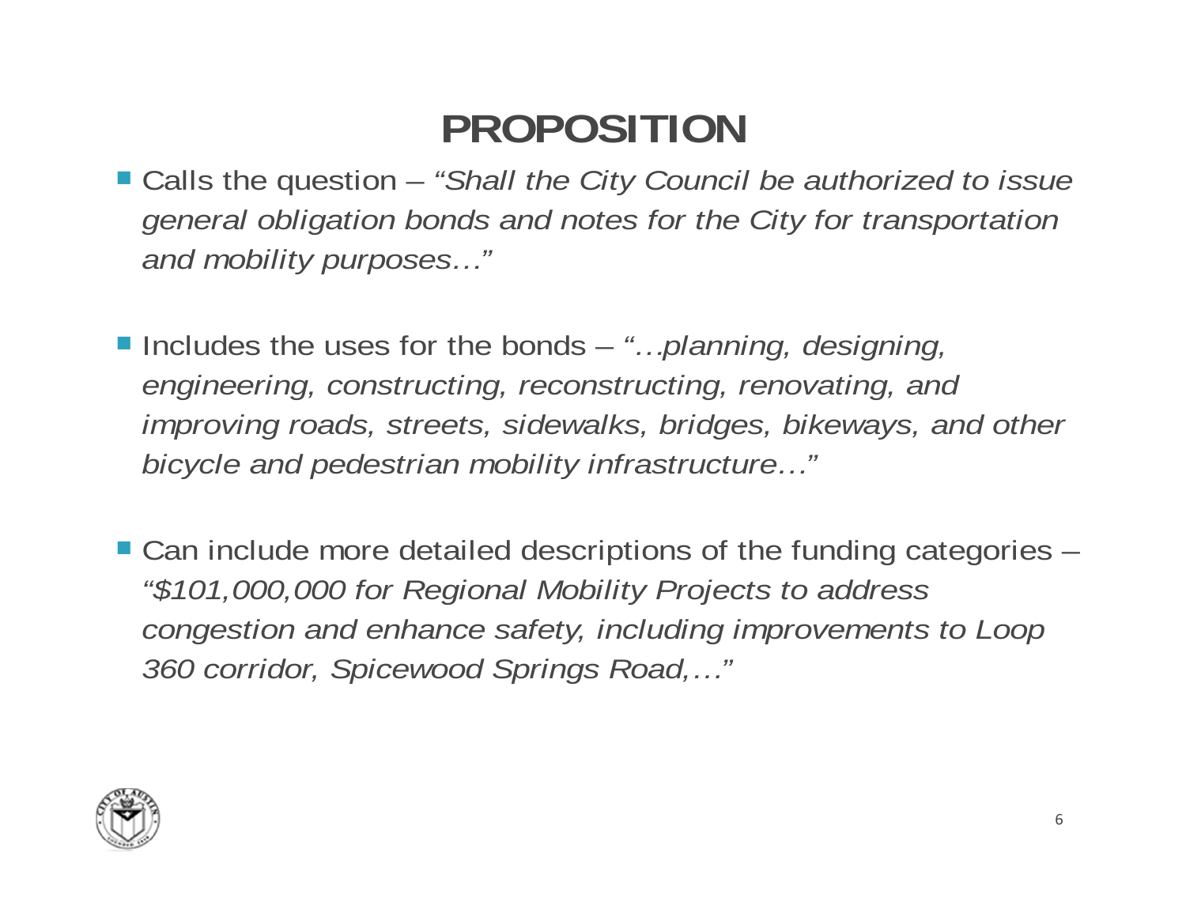# PROPOSITION

- Calls the question – *"Shall the City Council be authorized to issue general obligation bonds and notes for the City for transportation and mobility purposes…"*

- Includes the uses for the bonds – *"…planning, designing, engineering, constructing, reconstructing, renovating, and improving roads, streets, sidewalks, bridges, bikeways, and other bicycle and pedestrian mobility infrastructure…"*

- Can include more detailed descriptions of the funding categories – *"$101,000,000 for Regional Mobility Projects to address congestion and enhance safety, including improvements to Loop 360 corridor, Spicewood Springs Road,…"*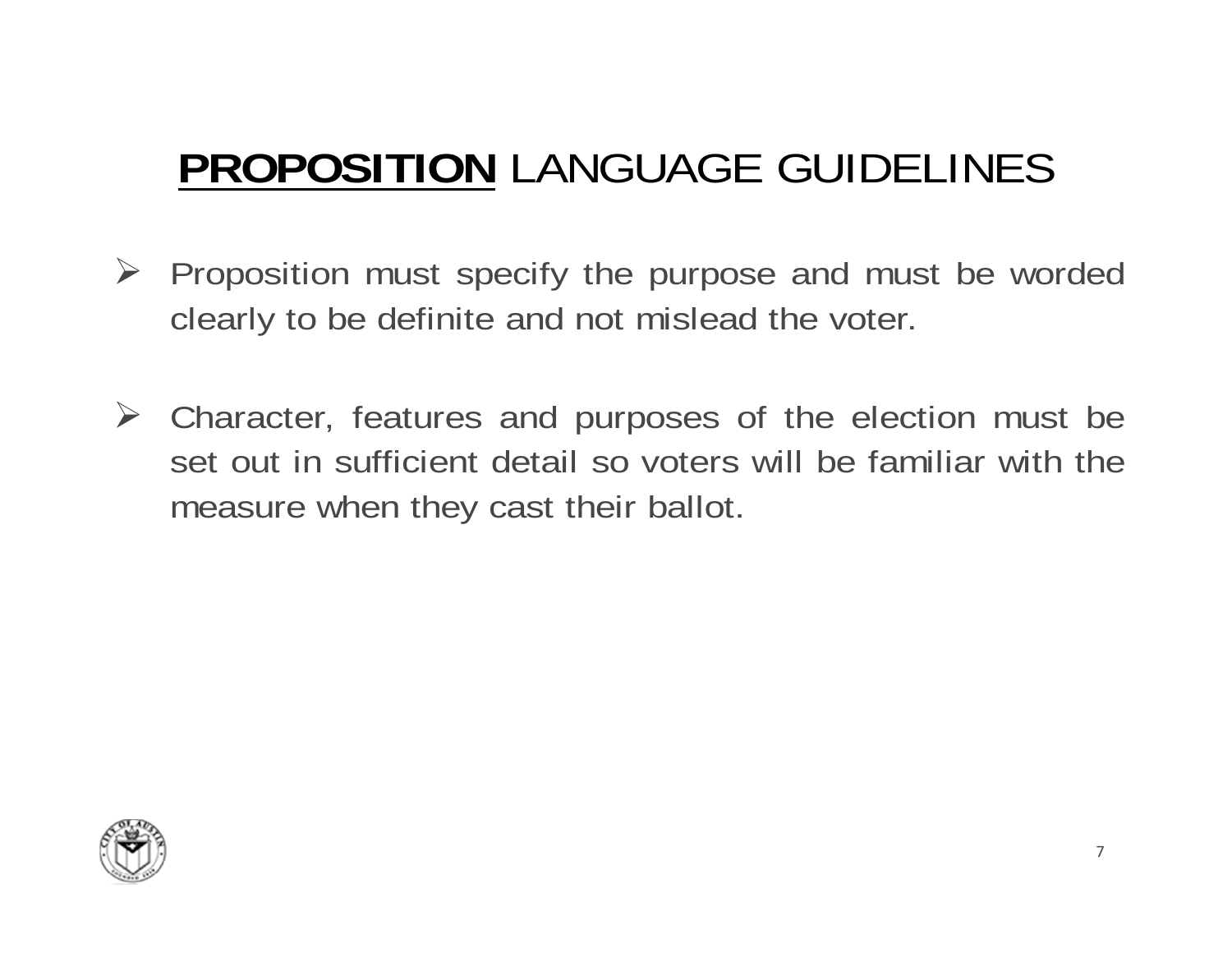# **PROPOSITION** LANGUAGE GUIDELINES

- Proposition must specify the purpose and must be worded clearly to be definite and not mislead the voter.

- Character, features and purposes of the election must be set out in sufficient detail so voters will be familiar with the measure when they cast their ballot.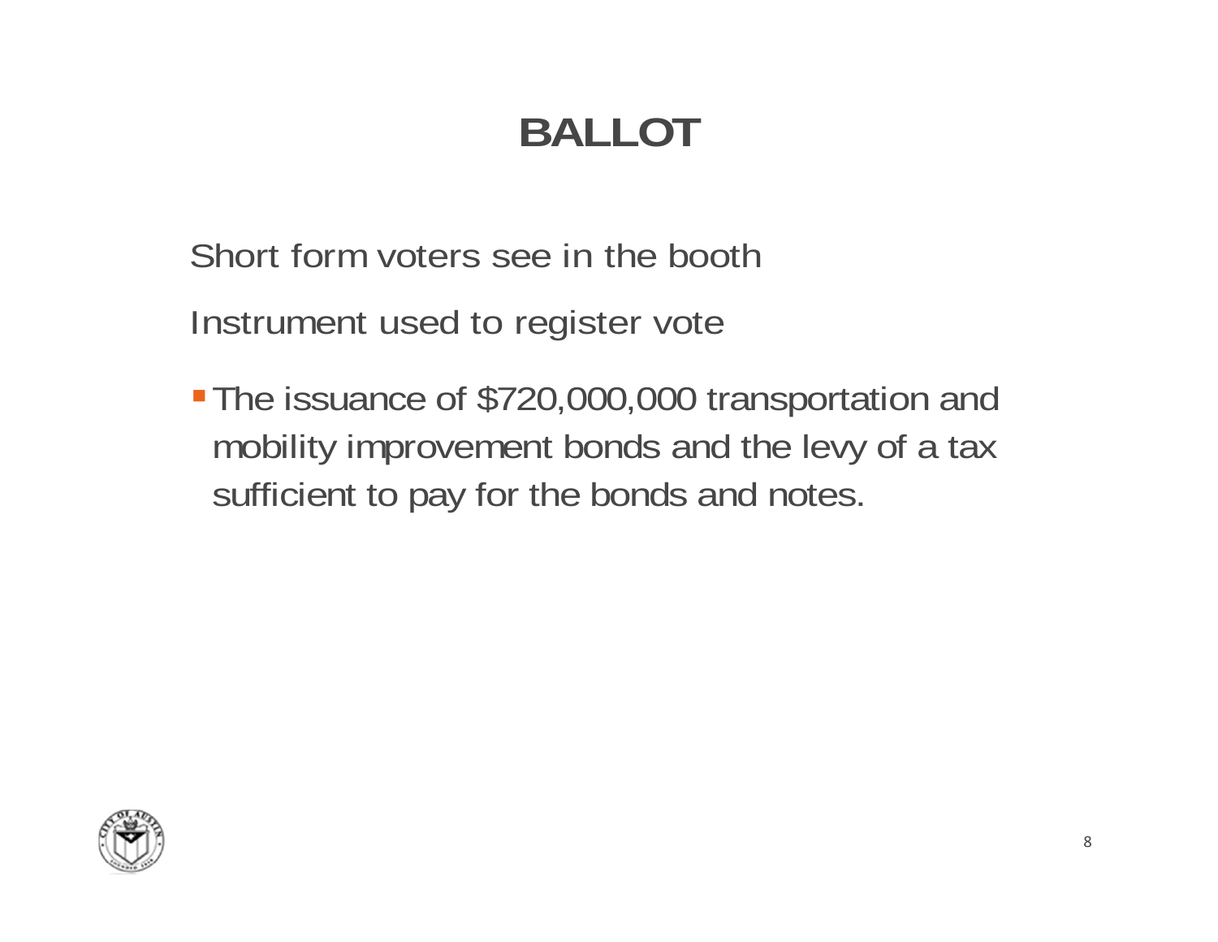# BALLOT

Short form voters see in the booth

Instrument used to register vote

- The issuance of $720,000,000 transportation and mobility improvement bonds and the levy of a tax sufficient to pay for the bonds and notes.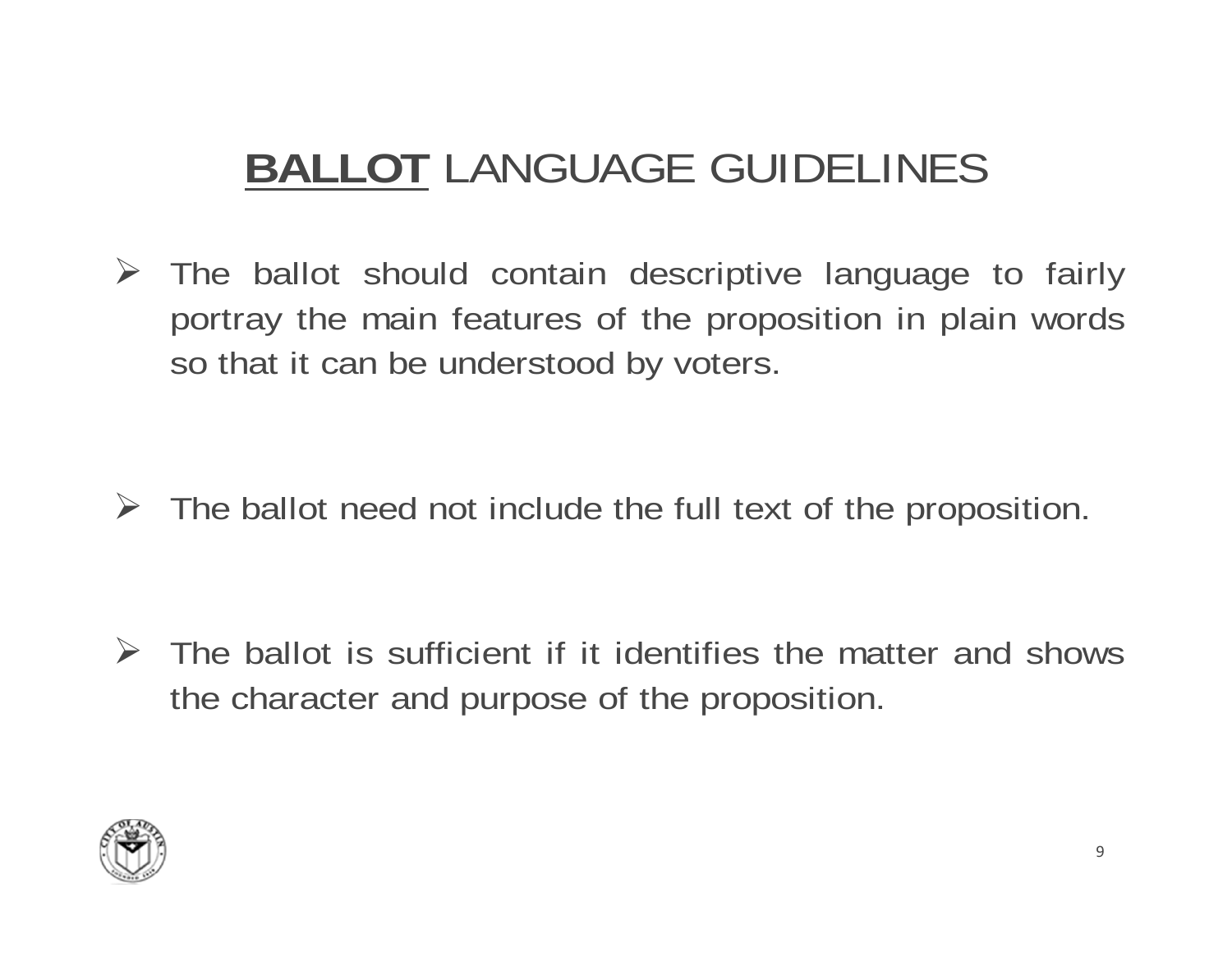# **BALLOT** LANGUAGE GUIDELINES

- The ballot should contain descriptive language to fairly portray the main features of the proposition in plain words so that it can be understood by voters.

- The ballot need not include the full text of the proposition.

- The ballot is sufficient if it identifies the matter and shows the character and purpose of the proposition.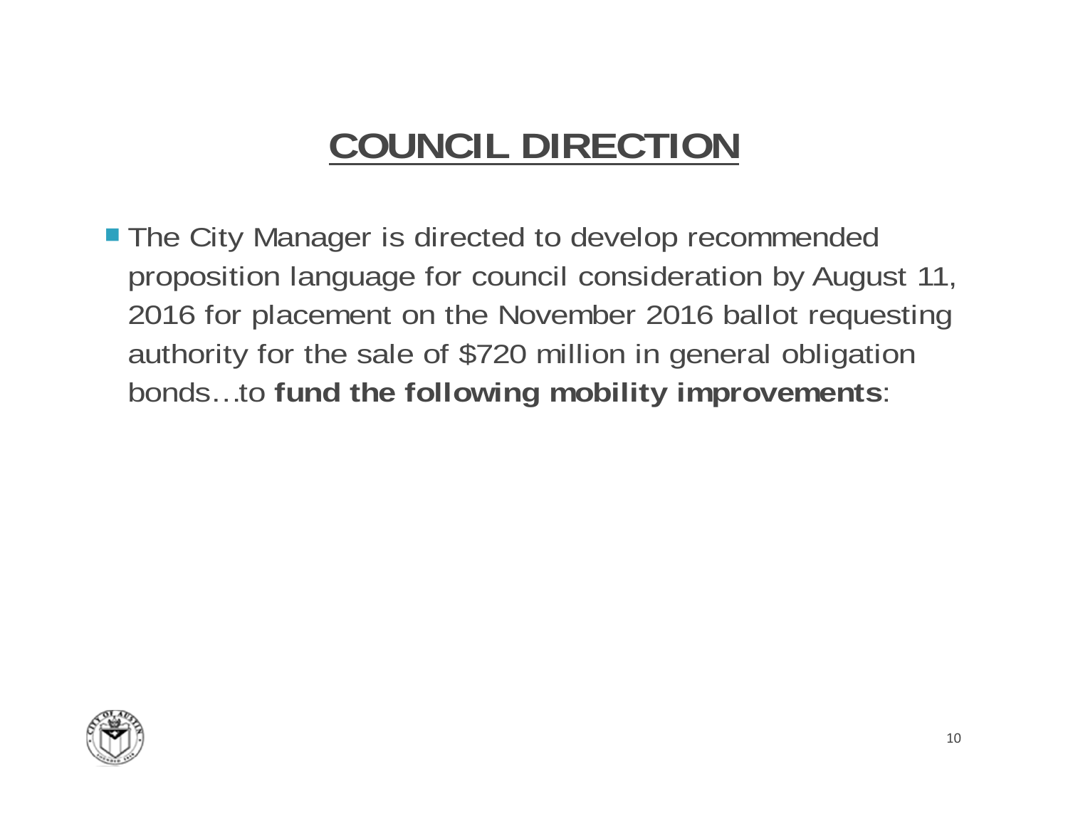# COUNCIL DIRECTION

- The City Manager is directed to develop recommended proposition language for council consideration by August 11, 2016 for placement on the November 2016 ballot requesting authority for the sale of $720 million in general obligation bonds…to **fund the following mobility improvements**: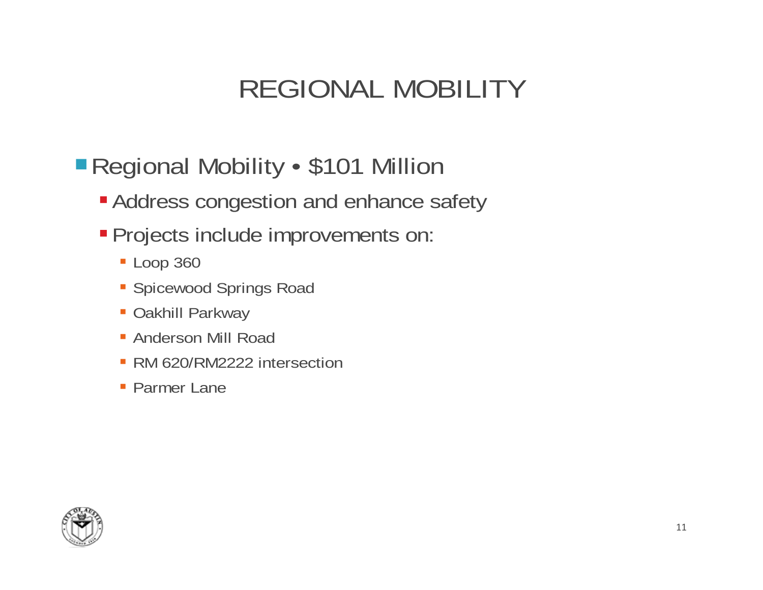# REGIONAL MOBILITY

- Regional Mobility • $101 Million
  - Address congestion and enhance safety
  - Projects include improvements on:
    - Loop 360
    - Spicewood Springs Road
    - Oakhill Parkway
    - Anderson Mill Road
    - RM 620/RM2222 intersection
    - Parmer Lane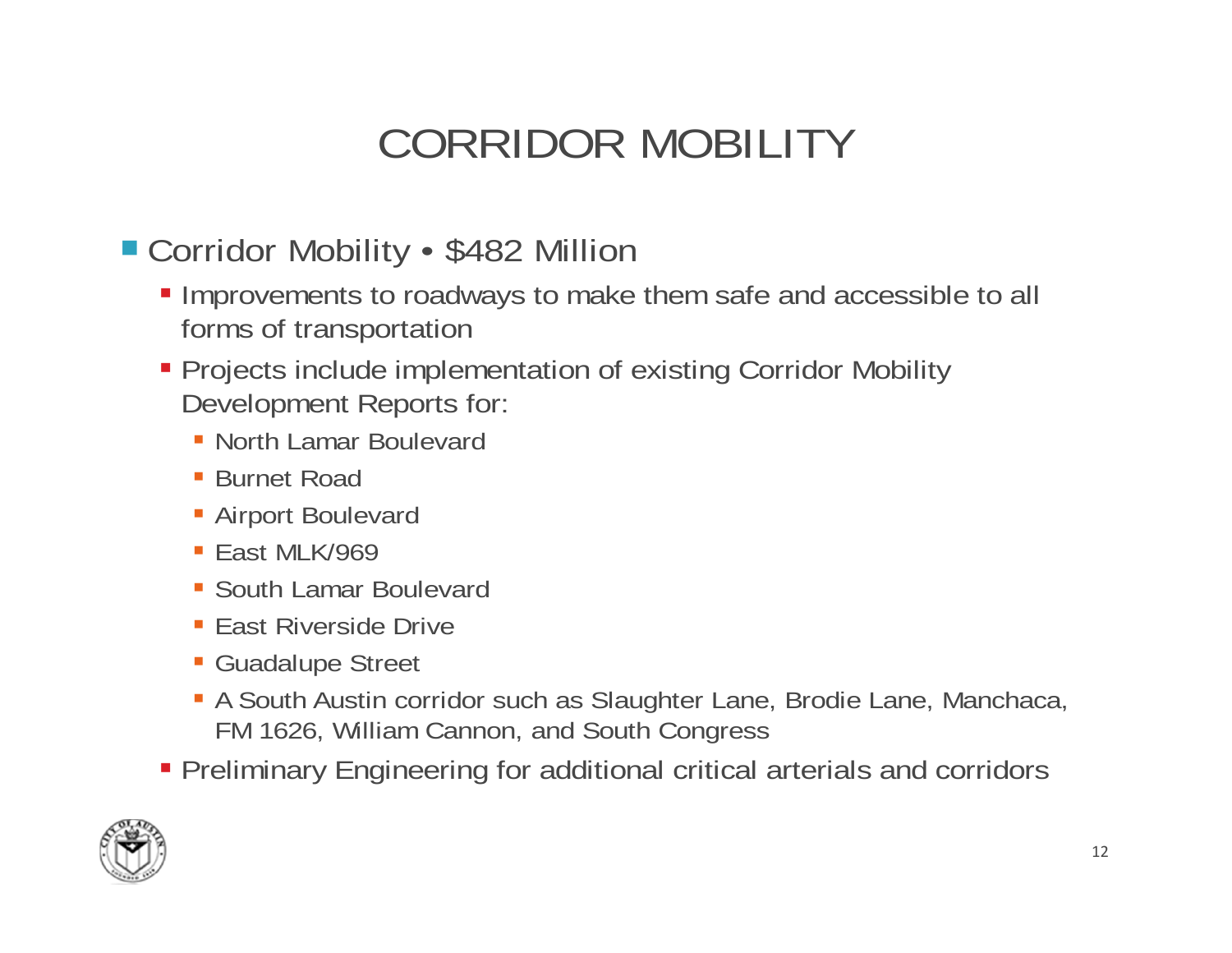# CORRIDOR MOBILITY

- Corridor Mobility • $482 Million
  - Improvements to roadways to make them safe and accessible to all forms of transportation
  - Projects include implementation of existing Corridor Mobility Development Reports for:
    - North Lamar Boulevard
    - Burnet Road
    - Airport Boulevard
    - East MLK/969
    - South Lamar Boulevard
    - East Riverside Drive
    - Guadalupe Street
    - A South Austin corridor such as Slaughter Lane, Brodie Lane, Manchaca, FM 1626, William Cannon, and South Congress
  - Preliminary Engineering for additional critical arterials and corridors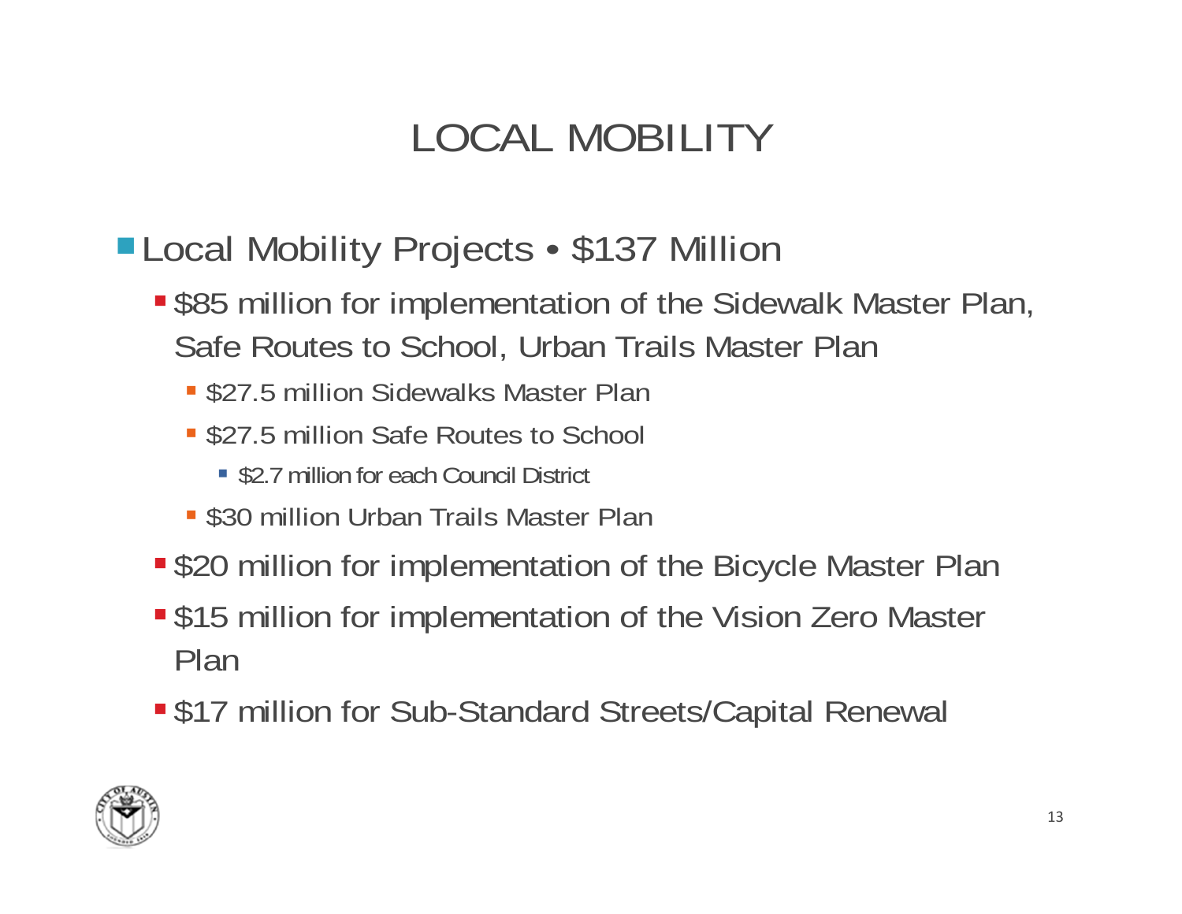# LOCAL MOBILITY

- Local Mobility Projects • $137 Million
  - $85 million for implementation of the Sidewalk Master Plan, Safe Routes to School, Urban Trails Master Plan
    - $27.5 million Sidewalks Master Plan
    - $27.5 million Safe Routes to School
      - $2.7 million for each Council District
    - $30 million Urban Trails Master Plan
  - $20 million for implementation of the Bicycle Master Plan
  - $15 million for implementation of the Vision Zero Master Plan
  - $17 million for Sub-Standard Streets/Capital Renewal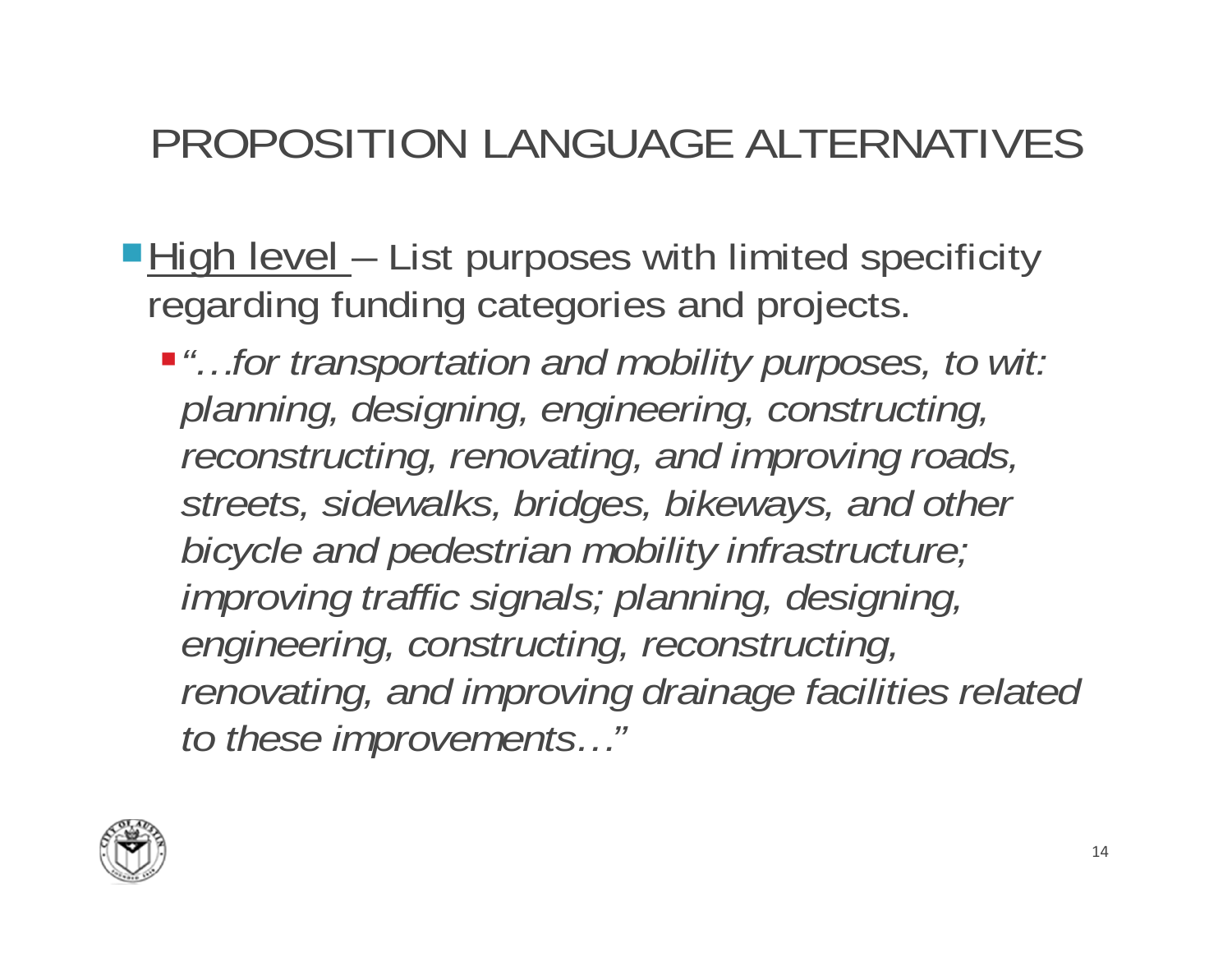# PROPOSITION LANGUAGE ALTERNATIVES

- High level – List purposes with limited specificity regarding funding categories and projects.
  - *"…for transportation and mobility purposes, to wit: planning, designing, engineering, constructing, reconstructing, renovating, and improving roads, streets, sidewalks, bridges, bikeways, and other bicycle and pedestrian mobility infrastructure; improving traffic signals; planning, designing, engineering, constructing, reconstructing, renovating, and improving drainage facilities related to these improvements…"*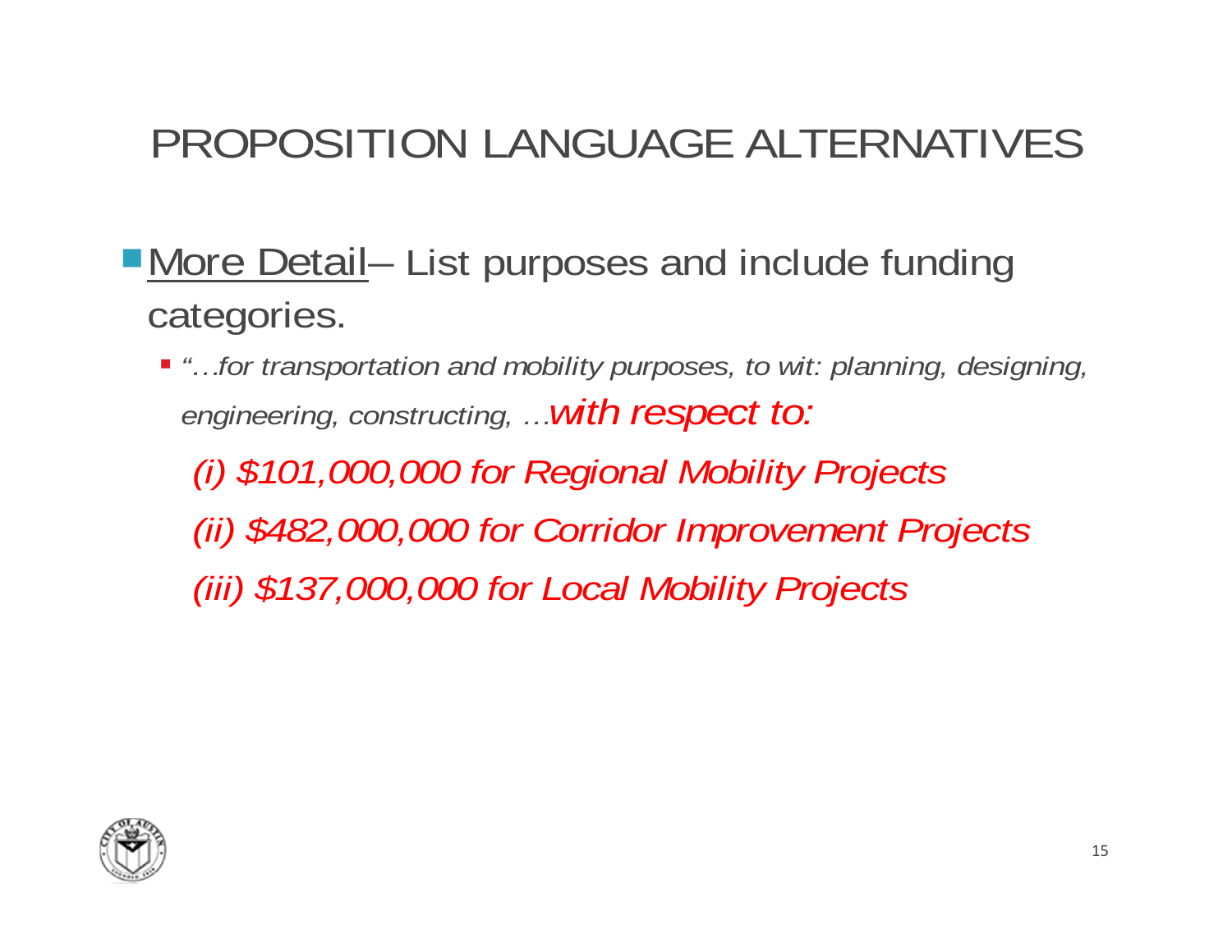# PROPOSITION LANGUAGE ALTERNATIVES

- More Detail– List purposes and include funding categories.
  - *"…for transportation and mobility purposes, to wit: planning, designing, engineering, constructing, …with respect to:*

    *(i) $101,000,000 for Regional Mobility Projects*

    *(ii) $482,000,000 for Corridor Improvement Projects*

    *(iii) $137,000,000 for Local Mobility Projects*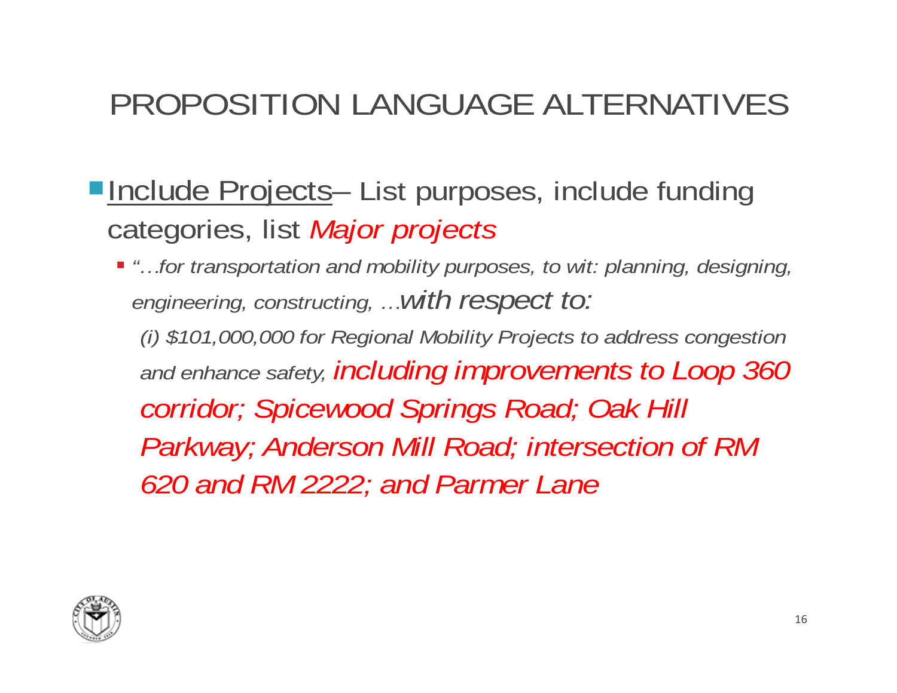# PROPOSITION LANGUAGE ALTERNATIVES

- Include Projects– List purposes, include funding categories, list *Major projects*
  - *"…for transportation and mobility purposes, to wit: planning, designing, engineering, constructing, …with respect to:*

    *(i) $101,000,000 for Regional Mobility Projects to address congestion and enhance safety, including improvements to Loop 360 corridor; Spicewood Springs Road; Oak Hill Parkway; Anderson Mill Road; intersection of RM 620 and RM 2222; and Parmer Lane*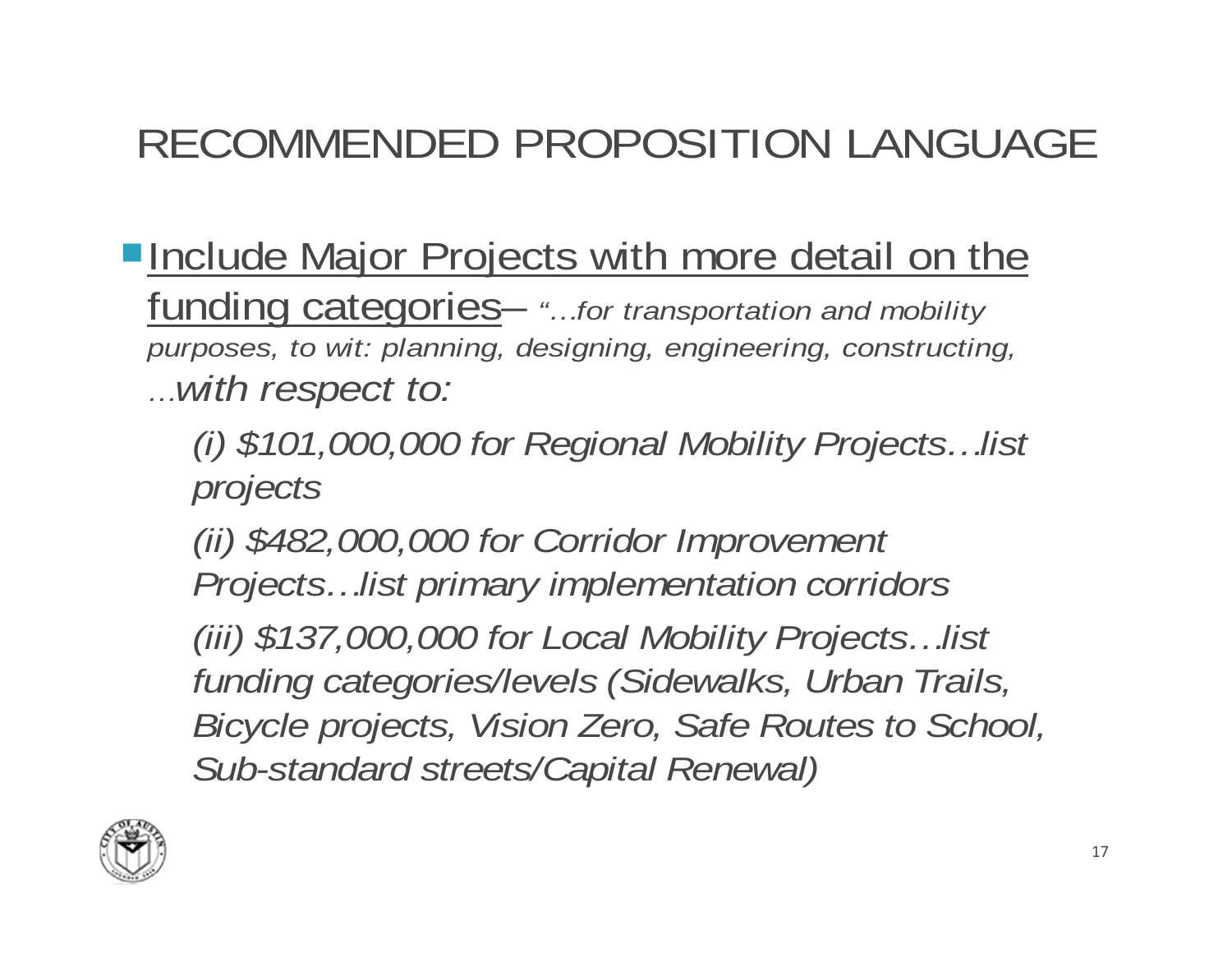# RECOMMENDED PROPOSITION LANGUAGE

- Include Major Projects with more detail on the funding categories– *"…for transportation and mobility purposes, to wit: planning, designing, engineering, constructing, …with respect to:*

  *(i) $101,000,000 for Regional Mobility Projects…list projects*

  *(ii) $482,000,000 for Corridor Improvement Projects…list primary implementation corridors*

  *(iii) $137,000,000 for Local Mobility Projects…list funding categories/levels (Sidewalks, Urban Trails, Bicycle projects, Vision Zero, Safe Routes to School, Sub-standard streets/Capital Renewal)*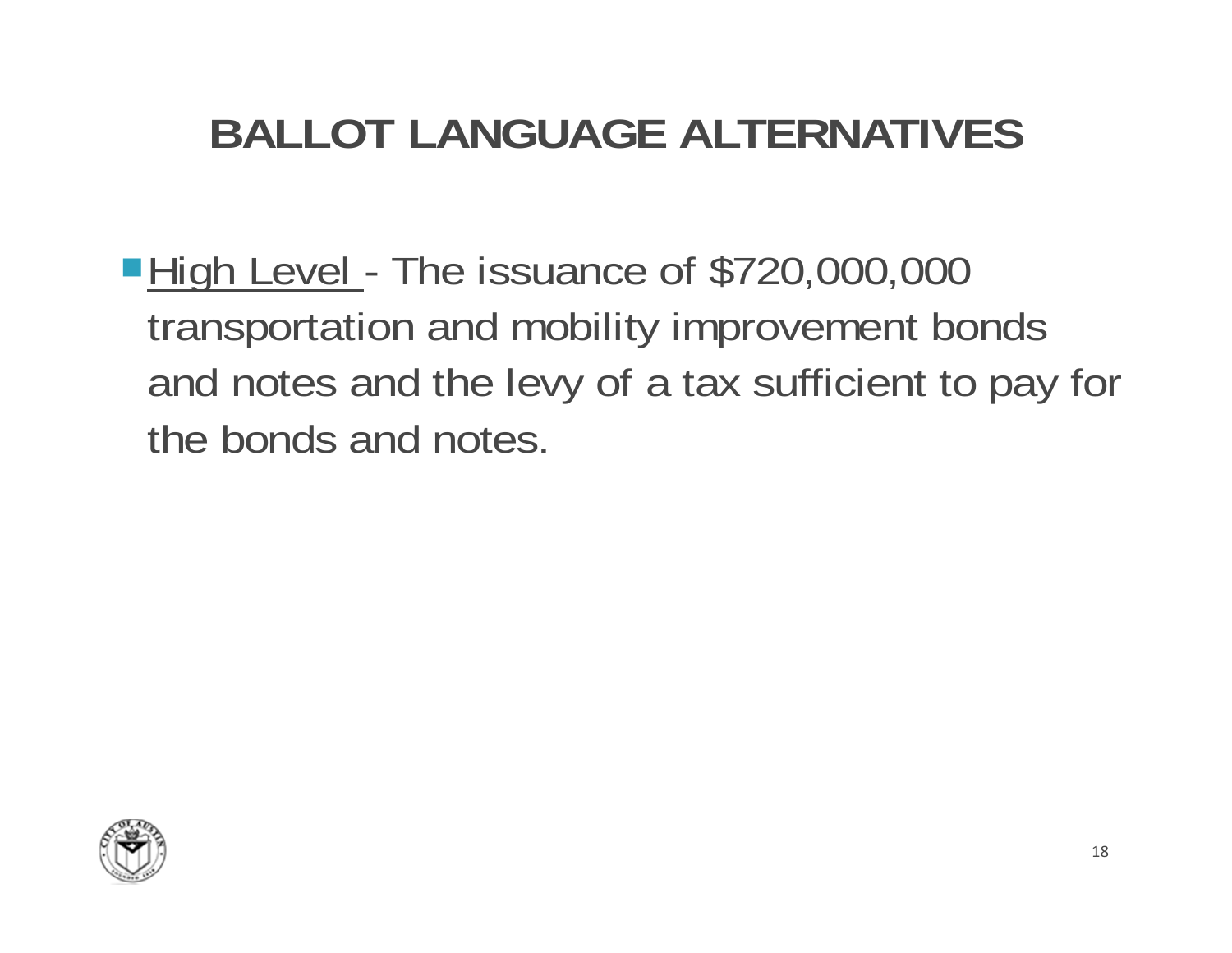# BALLOT LANGUAGE ALTERNATIVES

- High Level - The issuance of $720,000,000 transportation and mobility improvement bonds and notes and the levy of a tax sufficient to pay for the bonds and notes.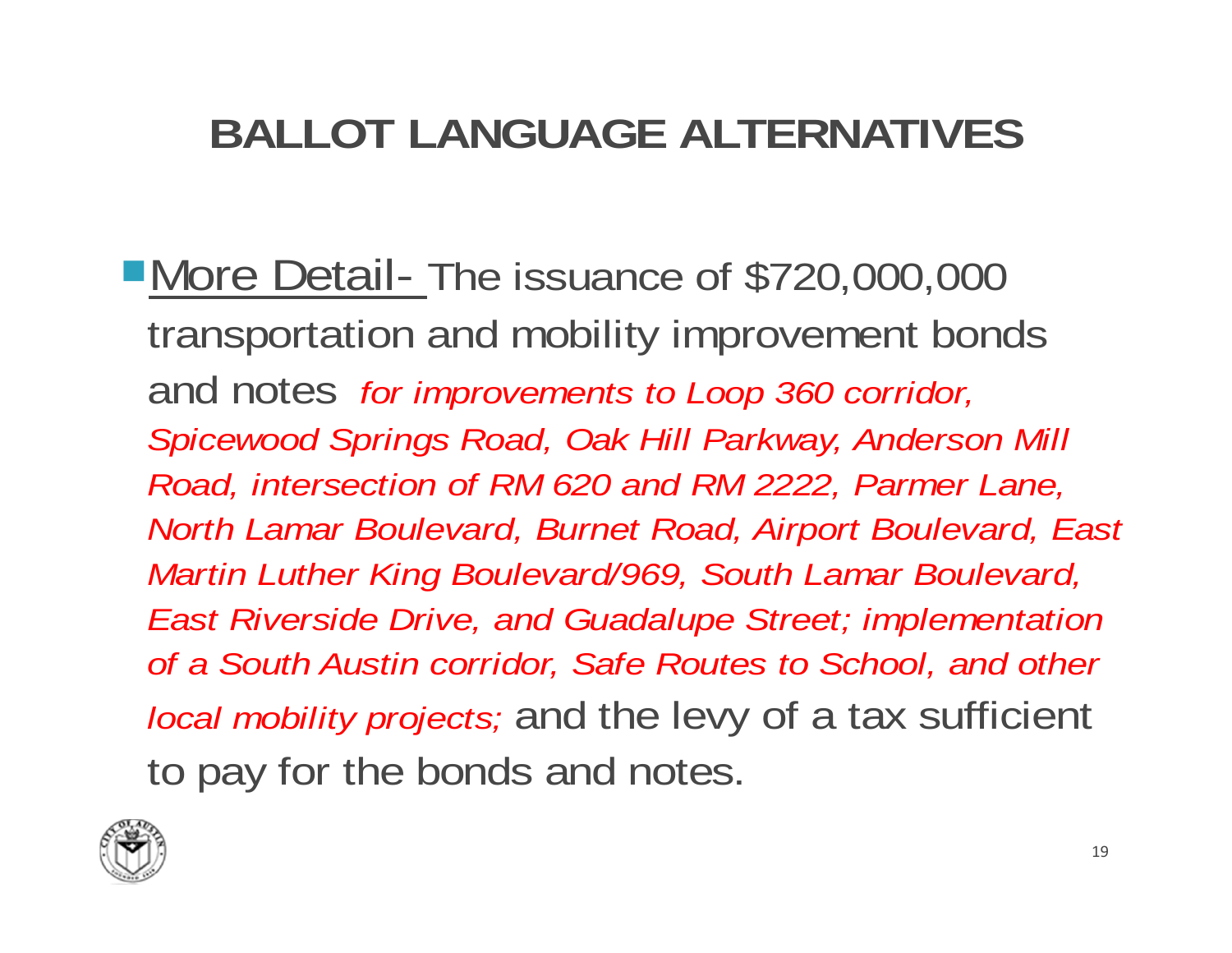# BALLOT LANGUAGE ALTERNATIVES

- More Detail- The issuance of $720,000,000 transportation and mobility improvement bonds and notes *for improvements to Loop 360 corridor, Spicewood Springs Road, Oak Hill Parkway, Anderson Mill Road, intersection of RM 620 and RM 2222, Parmer Lane, North Lamar Boulevard, Burnet Road, Airport Boulevard, East Martin Luther King Boulevard/969, South Lamar Boulevard, East Riverside Drive, and Guadalupe Street; implementation of a South Austin corridor, Safe Routes to School, and other local mobility projects;* and the levy of a tax sufficient to pay for the bonds and notes.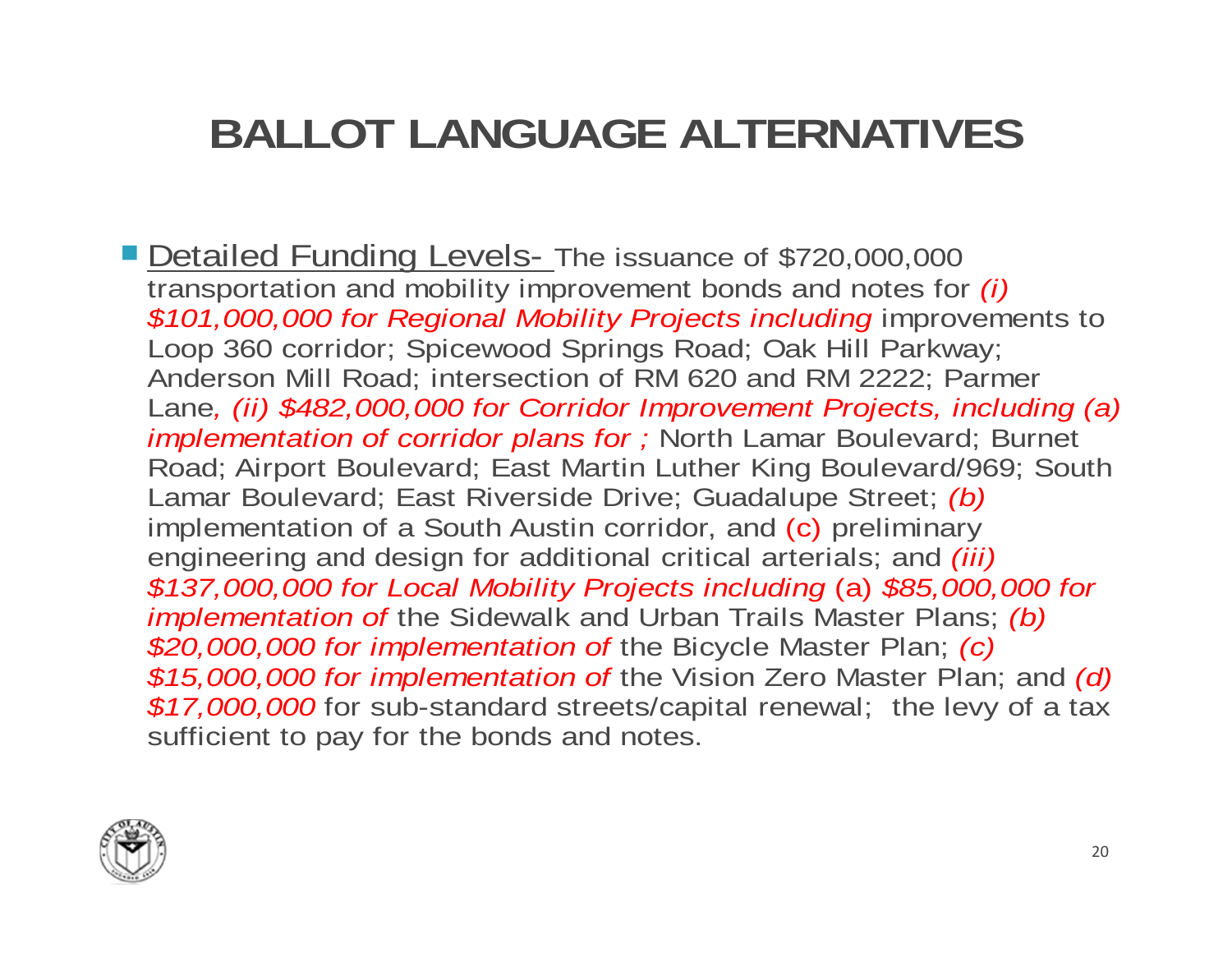# BALLOT LANGUAGE ALTERNATIVES

- Detailed Funding Levels- The issuance of $720,000,000 transportation and mobility improvement bonds and notes for *(i) $101,000,000 for Regional Mobility Projects including* improvements to Loop 360 corridor; Spicewood Springs Road; Oak Hill Parkway; Anderson Mill Road; intersection of RM 620 and RM 2222; Parmer Lane*, (ii) $482,000,000 for Corridor Improvement Projects, including (a) implementation of corridor plans for ;* North Lamar Boulevard; Burnet Road; Airport Boulevard; East Martin Luther King Boulevard/969; South Lamar Boulevard; East Riverside Drive; Guadalupe Street; *(b)* implementation of a South Austin corridor, and (c) preliminary engineering and design for additional critical arterials; and *(iii) $137,000,000 for Local Mobility Projects including* (a) *$85,000,000 for implementation of* the Sidewalk and Urban Trails Master Plans; *(b) $20,000,000 for implementation of* the Bicycle Master Plan; *(c) $15,000,000 for implementation of* the Vision Zero Master Plan; and *(d) $17,000,000* for sub-standard streets/capital renewal; the levy of a tax sufficient to pay for the bonds and notes.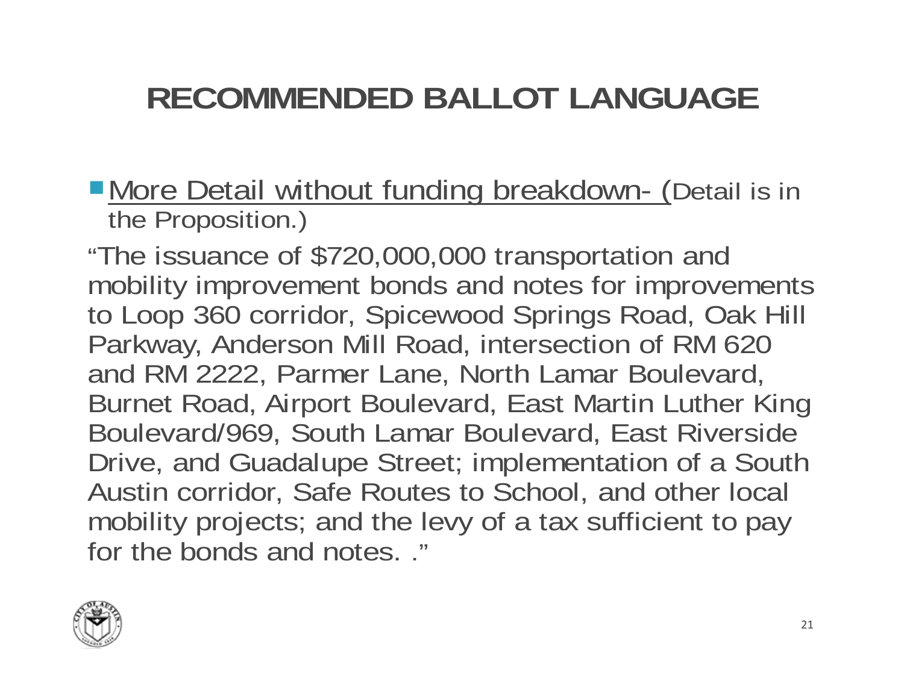# RECOMMENDED BALLOT LANGUAGE

- More Detail without funding breakdown- (Detail is in the Proposition.)

"The issuance of $720,000,000 transportation and mobility improvement bonds and notes for improvements to Loop 360 corridor, Spicewood Springs Road, Oak Hill Parkway, Anderson Mill Road, intersection of RM 620 and RM 2222, Parmer Lane, North Lamar Boulevard, Burnet Road, Airport Boulevard, East Martin Luther King Boulevard/969, South Lamar Boulevard, East Riverside Drive, and Guadalupe Street; implementation of a South Austin corridor, Safe Routes to School, and other local mobility projects; and the levy of a tax sufficient to pay for the bonds and notes. ."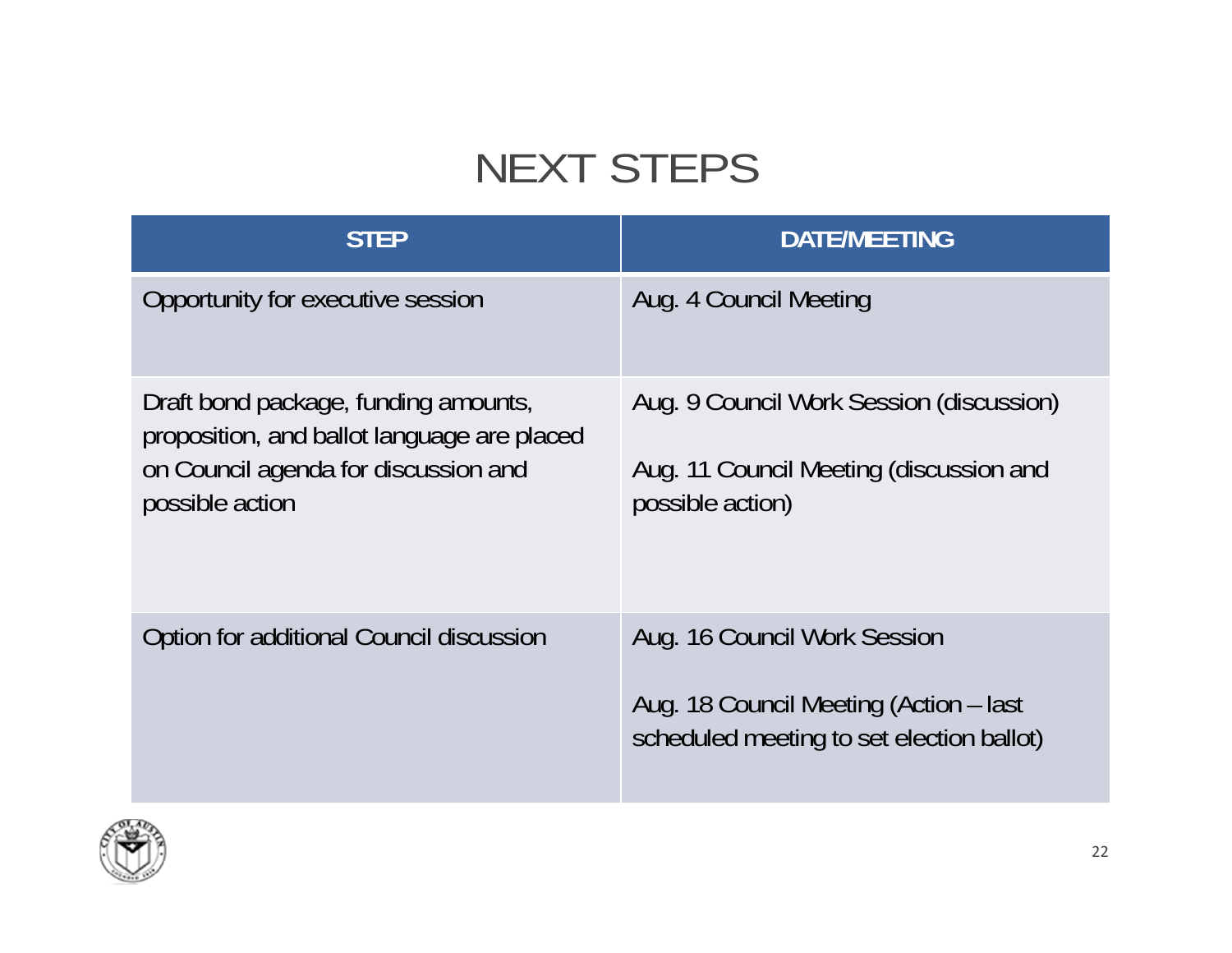# NEXT STEPS

| STEP | DATE/MEETING |
| --- | --- |
| Opportunity for executive session | Aug. 4 Council Meeting |
| Draft bond package, funding amounts, proposition, and ballot language are placed on Council agenda for discussion and possible action | Aug. 9 Council Work Session (discussion)<br><br>Aug. 11 Council Meeting (discussion and possible action) |
| Option for additional Council discussion | Aug. 16 Council Work Session<br><br>Aug. 18 Council Meeting (Action – last scheduled meeting to set election ballot) |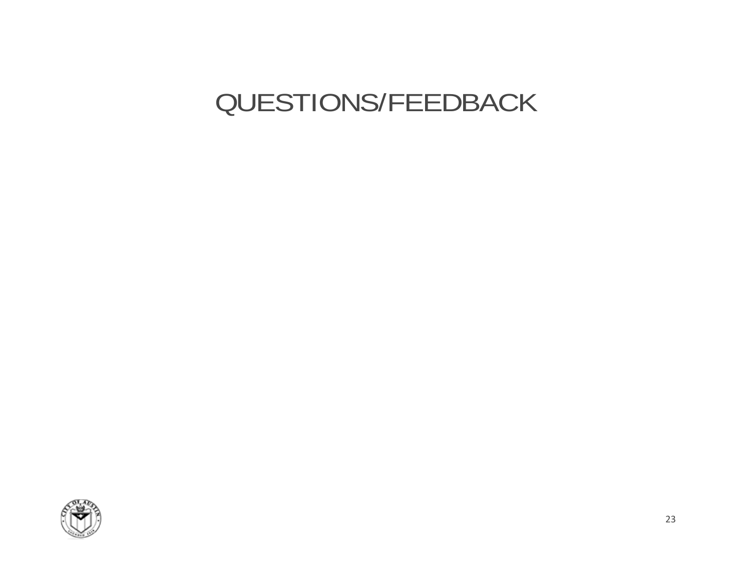# QUESTIONS/FEEDBACK